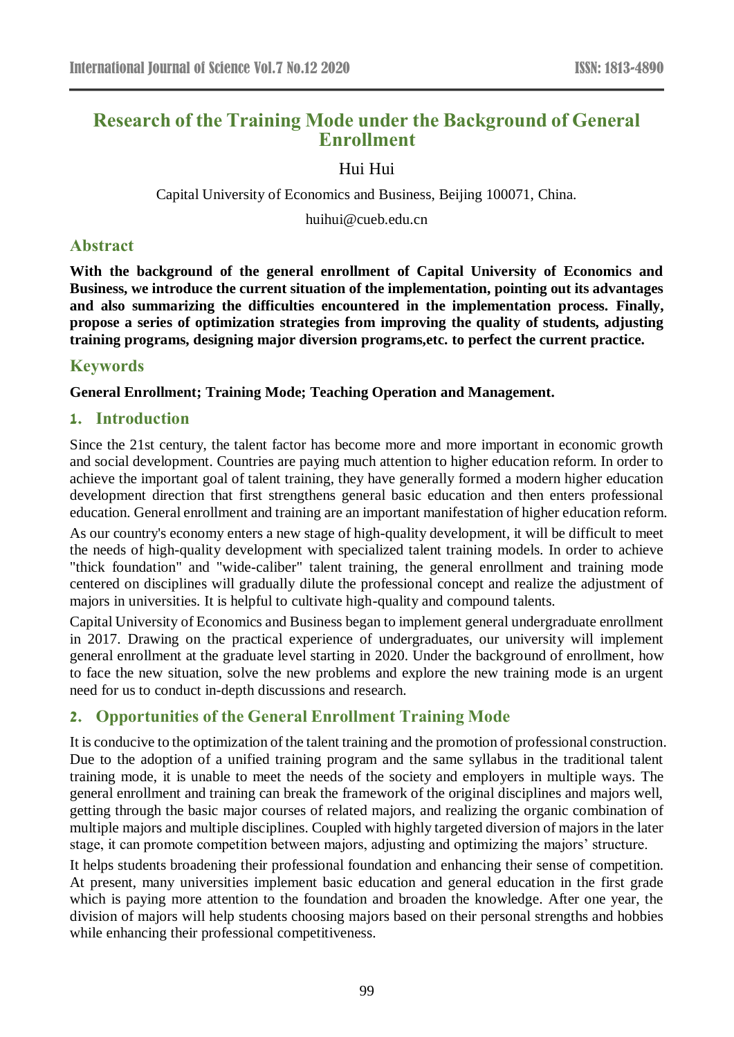# Research of the Training Mode under the Background of General Enrollment

Hui Hui

Capital University of Economics and Business, Beijing 100071, China.

huihui@cueb.edu.cn

## Abstract

**With the background of the general enrollment of Capital University of Economics and Business, we introduce the current situation of the implementation, pointing out its advantages and also summarizing the difficulties encountered in the implementation process. Finally, propose a series of optimization strategies from improving the quality of students, adjusting training programs, designing major diversion programs,etc. to perfect the current practice.**

## Keywords

**General Enrollment; Training Mode; Teaching Operation and Management.**

## 1. Introduction

Since the 21st century, the talent factor has become more and more important in economic growth and social development. Countries are paying much attention to higher education reform. In order to achieve the important goal of talent training, they have generally formed a modern higher education development direction that first strengthens general basic education and then enters professional education. General enrollment and training are an important manifestation of higher education reform.

As our country's economy enters a new stage of high-quality development, it will be difficult to meet the needs of high-quality development with specialized talent training models. In order to achieve "thick foundation" and "wide-caliber" talent training, the general enrollment and training mode centered on disciplines will gradually dilute the professional concept and realize the adjustment of majors in universities. It is helpful to cultivate high-quality and compound talents.

Capital University of Economics and Business began to implement general undergraduate enrollment in 2017. Drawing on the practical experience of undergraduates, our university will implement general enrollment at the graduate level starting in 2020. Under the background of enrollment, how to face the new situation, solve the new problems and explore the new training mode is an urgent need for us to conduct in-depth discussions and research.

## 2. Opportunities of the General Enrollment Training Mode

It is conducive to the optimization of the talent training and the promotion of professional construction. Due to the adoption of a unified training program and the same syllabus in the traditional talent training mode, it is unable to meet the needs of the society and employers in multiple ways. The general enrollment and training can break the framework of the original disciplines and majors well, getting through the basic major courses of related majors, and realizing the organic combination of multiple majors and multiple disciplines. Coupled with highly targeted diversion of majors in the later stage, it can promote competition between majors, adjusting and optimizing the majors' structure.

It helps students broadening their professional foundation and enhancing their sense of competition. At present, many universities implement basic education and general education in the first grade which is paying more attention to the foundation and broaden the knowledge. After one year, the division of majors will help students choosing majors based on their personal strengths and hobbies while enhancing their professional competitiveness.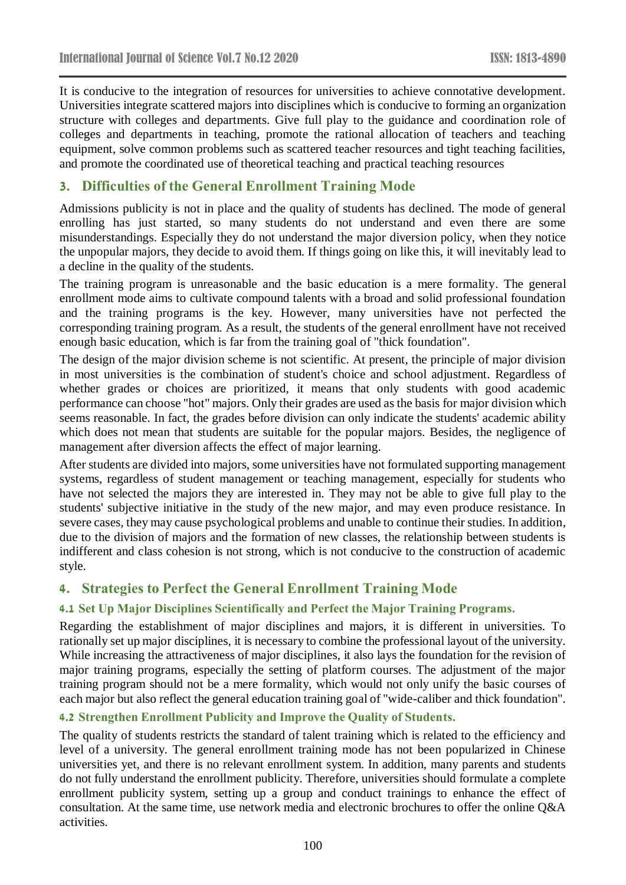It is conducive to the integration of resources for universities to achieve connotative development. Universities integrate scattered majors into disciplines which is conducive to forming an organization structure with colleges and departments. Give full play to the guidance and coordination role of colleges and departments in teaching, promote the rational allocation of teachers and teaching equipment, solve common problems such as scattered teacher resources and tight teaching facilities, and promote the coordinated use of theoretical teaching and practical teaching resources

## 3. Difficulties of the General Enrollment Training Mode

Admissions publicity is not in place and the quality of students has declined. The mode of general enrolling has just started, so many students do not understand and even there are some misunderstandings. Especially they do not understand the major diversion policy, when they notice the unpopular majors, they decide to avoid them. If things going on like this, it will inevitably lead to a decline in the quality of the students.

The training program is unreasonable and the basic education is a mere formality. The general enrollment mode aims to cultivate compound talents with a broad and solid professional foundation and the training programs is the key. However, many universities have not perfected the corresponding training program. As a result, the students of the general enrollment have not received enough basic education, which is far from the training goal of "thick foundation".

The design of the major division scheme is not scientific. At present, the principle of major division in most universities is the combination of student's choice and school adjustment. Regardless of whether grades or choices are prioritized, it means that only students with good academic performance can choose "hot" majors. Only their grades are used as the basis for major division which seems reasonable. In fact, the grades before division can only indicate the students' academic ability which does not mean that students are suitable for the popular majors. Besides, the negligence of management after diversion affects the effect of major learning.

After students are divided into majors, some universities have not formulated supporting management systems, regardless of student management or teaching management, especially for students who have not selected the majors they are interested in. They may not be able to give full play to the students' subjective initiative in the study of the new major, and may even produce resistance. In severe cases, they may cause psychological problems and unable to continue their studies. In addition, due to the division of majors and the formation of new classes, the relationship between students is indifferent and class cohesion is not strong, which is not conducive to the construction of academic style.

## 4. Strategies to Perfect the General Enrollment Training Mode

### 4.1 Set Up Major Disciplines Scientifically and Perfect the Major Training Programs.

Regarding the establishment of major disciplines and majors, it is different in universities. To rationally set up major disciplines, it is necessary to combine the professional layout of the university. While increasing the attractiveness of major disciplines, it also lays the foundation for the revision of major training programs, especially the setting of platform courses. The adjustment of the major training program should not be a mere formality, which would not only unify the basic courses of each major but also reflect the general education training goal of "wide-caliber and thick foundation".

### 4.2 Strengthen Enrollment Publicity and Improve the Quality of Students.

The quality of students restricts the standard of talent training which is related to the efficiency and level of a university. The general enrollment training mode has not been popularized in Chinese universities yet, and there is no relevant enrollment system. In addition, many parents and students do not fully understand the enrollment publicity. Therefore, universities should formulate a complete enrollment publicity system, setting up a group and conduct trainings to enhance the effect of consultation. At the same time, use network media and electronic brochures to offer the online Q&A activities.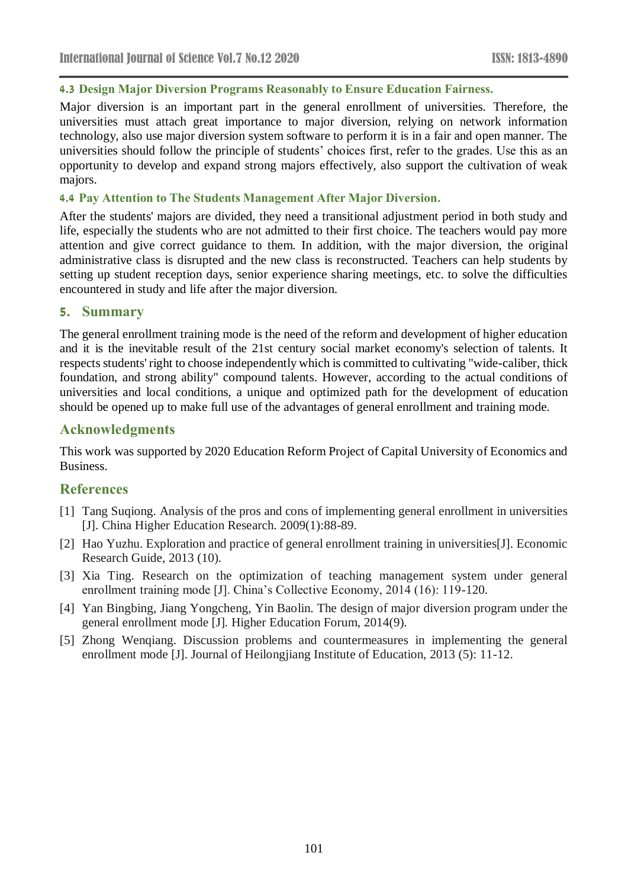### 4.3 Design Major Diversion Programs Reasonably to Ensure Education Fairness.

Major diversion is an important part in the general enrollment of universities. Therefore, the universities must attach great importance to major diversion, relying on network information technology, also use major diversion system software to perform it is in a fair and open manner. The universities should follow the principle of students' choices first, refer to the grades. Use this as an opportunity to develop and expand strong majors effectively, also support the cultivation of weak majors.

### 4.4 Pay Attention to The Students Management After Major Diversion.

After the students' majors are divided, they need a transitional adjustment period in both study and life, especially the students who are not admitted to their first choice. The teachers would pay more attention and give correct guidance to them. In addition, with the major diversion, the original administrative class is disrupted and the new class is reconstructed. Teachers can help students by setting up student reception days, senior experience sharing meetings, etc. to solve the difficulties encountered in study and life after the major diversion.

## 5. Summary

The general enrollment training mode is the need of the reform and development of higher education and it is the inevitable result of the 21st century social market economy's selection of talents. It respects students' right to choose independently which is committed to cultivating "wide-caliber, thick foundation, and strong ability" compound talents. However, according to the actual conditions of universities and local conditions, a unique and optimized path for the development of education should be opened up to make full use of the advantages of general enrollment and training mode.

## Acknowledgments

This work was supported by 2020 Education Reform Project of Capital University of Economics and Business.

## References

[1] Tang Suqiong. Analysis of the pros and cons of implementing general enrollment in universities [J]. China Higher Education Research. 2009(1):88-89.

[2] Hao Yuzhu. Exploration and practice of general enrollment training in universities[J]. Economic Research Guide, 2013 (10).

[3] Xia Ting. Research on the optimization of teaching management system under general enrollment training mode [J]. China's Collective Economy, 2014 (16): 119-120.

[4] Yan Bingbing, Jiang Yongcheng, Yin Baolin. The design of major diversion program under the general enrollment mode [J]. Higher Education Forum, 2014(9).

[5] Zhong Wenqiang. Discussion problems and countermeasures in implementing the general enrollment mode [J]. Journal of Heilongjiang Institute of Education, 2013 (5): 11-12.